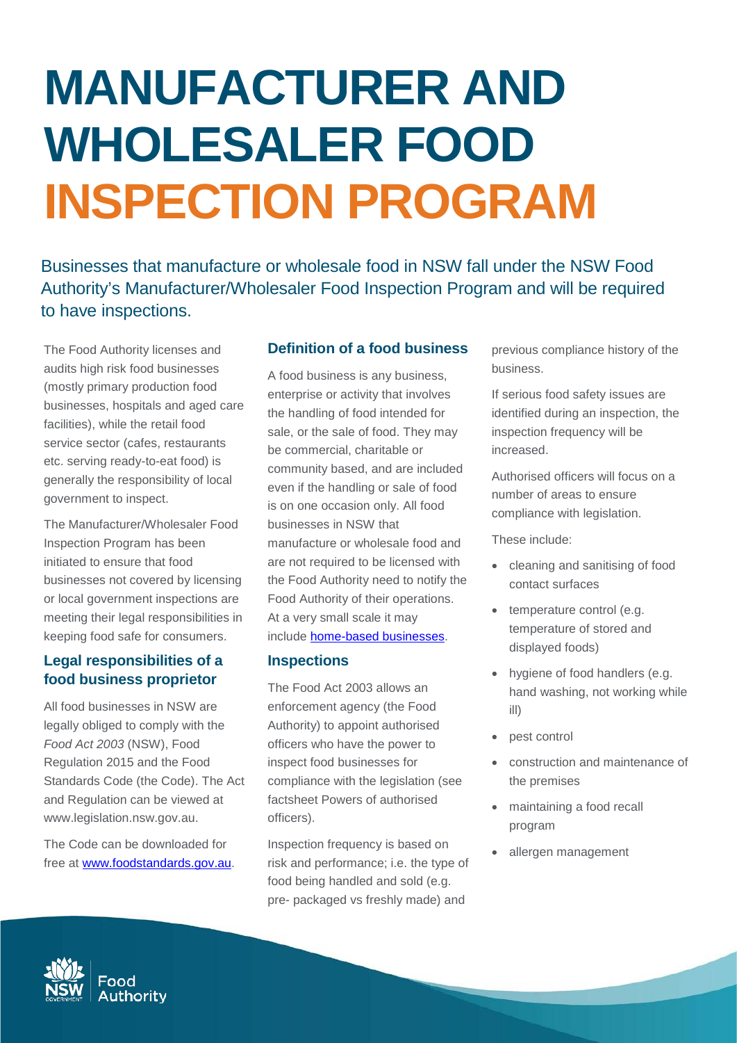# MANUFACTURER AND WHOLESALER FOOD INSPECTION PROGRAM

Businesses that manufacture or wholesale food in NSW fall under the NSW Food Authority's Manufacturer/Wholesaler Food Inspection Program and will be required to have inspections.

The Food Authority licenses and audits high risk food businesses (mostly primary production food businesses, hospitals and aged care facilities), while the retail food service sector (cafes, restaurants etc. serving ready-to-eat food) is generally the responsibility of local government to inspect.

The Manufacturer/Wholesaler Food Inspection Program has been initiated to ensure that food businesses not covered by licensing or local government inspections are meeting their legal responsibilities in keeping food safe for consumers.

### Legal responsibilities of a food business proprietor

All food businesses in NSW are legally obliged to comply with the *Food Act 2003* (NSW), Food Regulation 2015 and the Food Standards Code (the Code). The Act and Regulation can be viewed at www.legislation.nsw.gov.au.

The Code can be downloaded for free at [www.foodstandards.gov.au](www.foodstandards.gov.au).

### Definition of a food business

A food business is any business, enterprise or activity that involves the handling of food intended for sale, or the sale of food. They may be commercial, charitable or community based, and are included even if the handling or sale of food is on one occasion only. All food businesses in NSW that manufacture or wholesale food and are not required to be licensed with the Food Authority need to notify the Food Authority of their operations. At a very small scale it may include [home-based businesses](home-based businesses).

### Inspections

The Food Act 2003 allows an enforcement agency (the Food Authority) to appoint authorised officers who have the power to inspect food businesses for compliance with the legislation (see factsheet Powers of authorised officers).

Inspection frequency is based on risk and performance; i.e. the type of food being handled and sold (e.g. pre- packaged vs freshly made) and previous compliance history of the business.

If serious food safety issues are identified during an inspection, the inspection frequency will be increased.

Authorised officers will focus on a number of areas to ensure compliance with legislation.

These include:

- cleaning and sanitising of food contact surfaces
- temperature control (e.g. temperature of stored and displayed foods)
- hygiene of food handlers (e.g. hand washing, not working while ill)
- pest control
- construction and maintenance of the premises
- maintaining a food recall program
- allergen management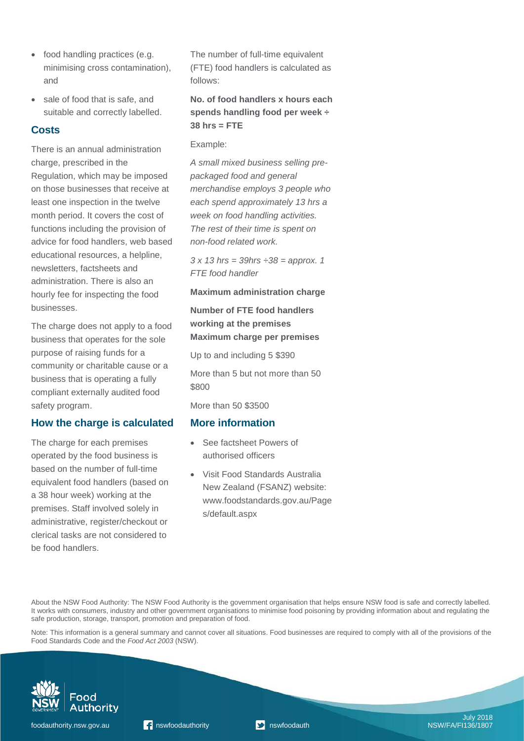- food handling practices (e.g. minimising cross contamination), and
- sale of food that is safe, and suitable and correctly labelled.

## Costs

There is an annual administration charge, prescribed in the Regulation, which may be imposed on those businesses that receive at least one inspection in the twelve month period. It covers the cost of functions including the provision of advice for food handlers, web based educational resources, a helpline, newsletters, factsheets and administration. There is also an hourly fee for inspecting the food businesses.

The charge does not apply to a food business that operates for the sole purpose of raising funds for a community or charitable cause or a business that is operating a fully compliant externally audited food safety program.

## How the charge is calculated

The charge for each premises operated by the food business is based on the number of full-time equivalent food handlers (based on a 38 hour week) working at the premises. Staff involved solely in administrative, register/checkout or clerical tasks are not considered to be food handlers.

The number of full-time equivalent (FTE) food handlers is calculated as follows:

**No. of food handlers x hours each spends handling food per week ÷ 38 hrs = FTE**

Example:

*A small mixed business selling pre-packaged food and general merchandise employs 3 people who each spend approximately 13 hrs a week on food handling activities. The rest of their time is spent on non-food related work.*

*3 x 13 hrs = 39hrs ÷38 = approx. 1 FTE food handler*

**Maximum administration charge**

| Number of FTE food handlers working at the premises | Maximum charge per premises |
|---|---|
| Up to and including 5 | $390 |
| More than 5 but not more than 50 | $800 |
| More than 50 | $3500 |

## More information

- See factsheet Powers of authorised officers
- Visit Food Standards Australia New Zealand (FSANZ) website: www.foodstandards.gov.au/Pages/default.aspx

About the NSW Food Authority: The NSW Food Authority is the government organisation that helps ensure NSW food is safe and correctly labelled. It works with consumers, industry and other government organisations to minimise food poisoning by providing information about and regulating the safe production, storage, transport, promotion and preparation of food.

Note: This information is a general summary and cannot cover all situations. Food businesses are required to comply with all of the provisions of the Food Standards Code and the *Food Act 2003* (NSW).

foodauthority.nsw.gov.au nswfoodauthority nswfoodauth

July 2018
NSW/FA/FI136/1807